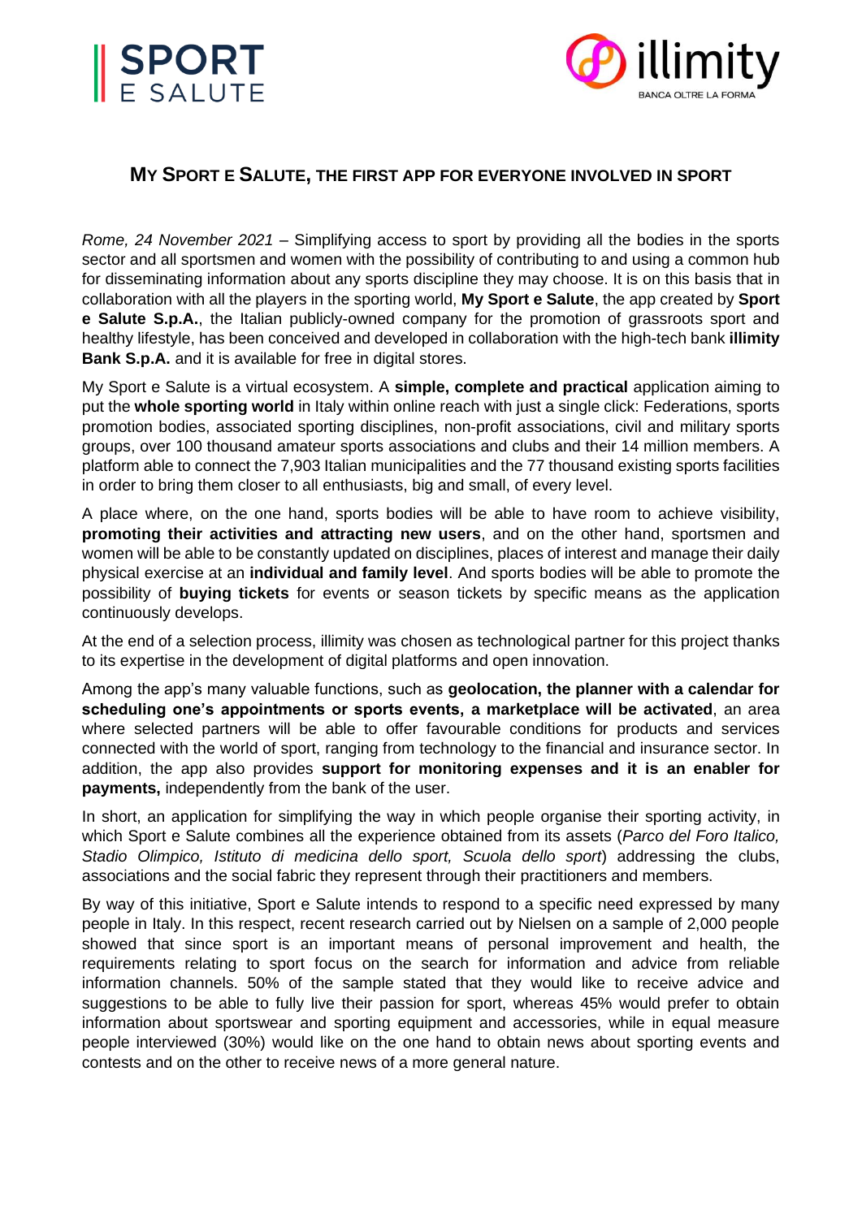SPORT E SALUTE

illimity BANCA OLTRE LA FORMA

# MY SPORT E SALUTE, THE FIRST APP FOR EVERYONE INVOLVED IN SPORT

*Rome, 24 November 2021* – Simplifying access to sport by providing all the bodies in the sports sector and all sportsmen and women with the possibility of contributing to and using a common hub for disseminating information about any sports discipline they may choose. It is on this basis that in collaboration with all the players in the sporting world, **My Sport e Salute**, the app created by **Sport e Salute S.p.A.**, the Italian publicly-owned company for the promotion of grassroots sport and healthy lifestyle, has been conceived and developed in collaboration with the high-tech bank **illimity Bank S.p.A.** and it is available for free in digital stores.

My Sport e Salute is a virtual ecosystem. A **simple, complete and practical** application aiming to put the **whole sporting world** in Italy within online reach with just a single click: Federations, sports promotion bodies, associated sporting disciplines, non-profit associations, civil and military sports groups, over 100 thousand amateur sports associations and clubs and their 14 million members. A platform able to connect the 7,903 Italian municipalities and the 77 thousand existing sports facilities in order to bring them closer to all enthusiasts, big and small, of every level.

A place where, on the one hand, sports bodies will be able to have room to achieve visibility, **promoting their activities and attracting new users**, and on the other hand, sportsmen and women will be able to be constantly updated on disciplines, places of interest and manage their daily physical exercise at an **individual and family level**. And sports bodies will be able to promote the possibility of **buying tickets** for events or season tickets by specific means as the application continuously develops.

At the end of a selection process, illimity was chosen as technological partner for this project thanks to its expertise in the development of digital platforms and open innovation.

Among the app's many valuable functions, such as **geolocation, the planner with a calendar for scheduling one's appointments or sports events, a marketplace will be activated**, an area where selected partners will be able to offer favourable conditions for products and services connected with the world of sport, ranging from technology to the financial and insurance sector. In addition, the app also provides **support for monitoring expenses and it is an enabler for payments,** independently from the bank of the user.

In short, an application for simplifying the way in which people organise their sporting activity, in which Sport e Salute combines all the experience obtained from its assets (*Parco del Foro Italico, Stadio Olimpico, Istituto di medicina dello sport, Scuola dello sport*) addressing the clubs, associations and the social fabric they represent through their practitioners and members.

By way of this initiative, Sport e Salute intends to respond to a specific need expressed by many people in Italy. In this respect, recent research carried out by Nielsen on a sample of 2,000 people showed that since sport is an important means of personal improvement and health, the requirements relating to sport focus on the search for information and advice from reliable information channels. 50% of the sample stated that they would like to receive advice and suggestions to be able to fully live their passion for sport, whereas 45% would prefer to obtain information about sportswear and sporting equipment and accessories, while in equal measure people interviewed (30%) would like on the one hand to obtain news about sporting events and contests and on the other to receive news of a more general nature.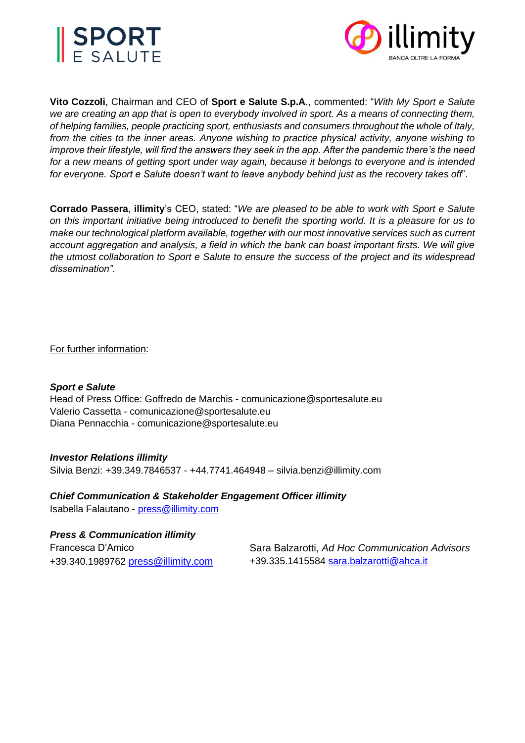**Vito Cozzoli**, Chairman and CEO of **Sport e Salute S.p.A**., commented: "*With My Sport e Salute we are creating an app that is open to everybody involved in sport. As a means of connecting them, of helping families, people practicing sport, enthusiasts and consumers throughout the whole of Italy, from the cities to the inner areas. Anyone wishing to practice physical activity, anyone wishing to improve their lifestyle, will find the answers they seek in the app. After the pandemic there's the need for a new means of getting sport under way again, because it belongs to everyone and is intended for everyone. Sport e Salute doesn't want to leave anybody behind just as the recovery takes off*".

**Corrado Passera**, **illimity**'s CEO, stated: "*We are pleased to be able to work with Sport e Salute on this important initiative being introduced to benefit the sporting world. It is a pleasure for us to make our technological platform available, together with our most innovative services such as current account aggregation and analysis, a field in which the bank can boast important firsts. We will give the utmost collaboration to Sport e Salute to ensure the success of the project and its widespread dissemination"*.

For further information:

***Sport e Salute***
Head of Press Office: Goffredo de Marchis - comunicazione@sportesalute.eu
Valerio Cassetta - comunicazione@sportesalute.eu
Diana Pennacchia - comunicazione@sportesalute.eu

***Investor Relations illimity***
Silvia Benzi: +39.349.7846537 - +44.7741.464948 – silvia.benzi@illimity.com

***Chief Communication & Stakeholder Engagement Officer illimity***
Isabella Falautano - press@illimity.com

***Press & Communication illimity***
Francesca D'Amico
+39.340.1989762 press@illimity.com

Sara Balzarotti, *Ad Hoc Communication Advisors*
+39.335.1415584 sara.balzarotti@ahca.it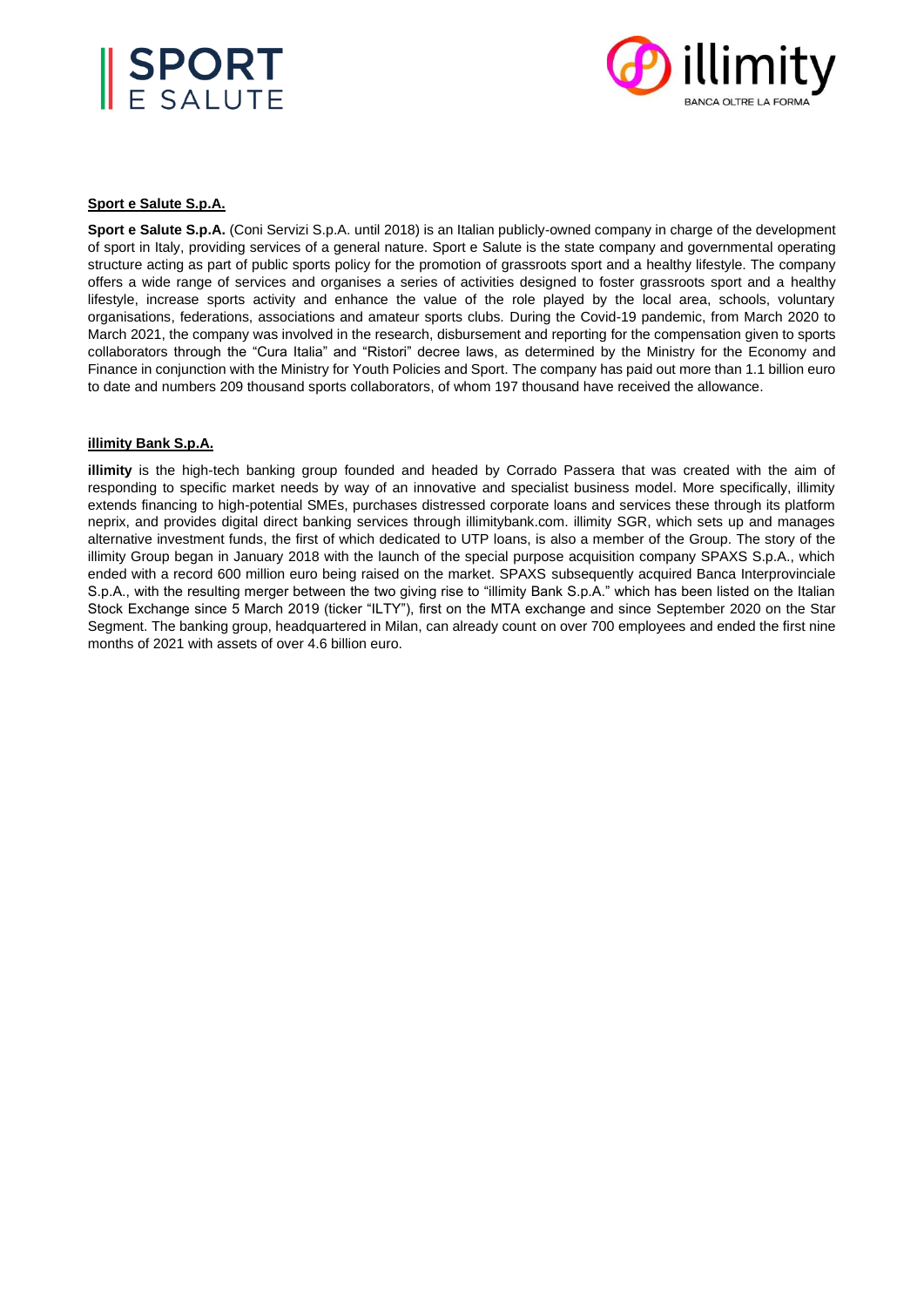**Sport e Salute S.p.A.**

**Sport e Salute S.p.A.** (Coni Servizi S.p.A. until 2018) is an Italian publicly-owned company in charge of the development of sport in Italy, providing services of a general nature. Sport e Salute is the state company and governmental operating structure acting as part of public sports policy for the promotion of grassroots sport and a healthy lifestyle. The company offers a wide range of services and organises a series of activities designed to foster grassroots sport and a healthy lifestyle, increase sports activity and enhance the value of the role played by the local area, schools, voluntary organisations, federations, associations and amateur sports clubs. During the Covid-19 pandemic, from March 2020 to March 2021, the company was involved in the research, disbursement and reporting for the compensation given to sports collaborators through the "Cura Italia" and "Ristori" decree laws, as determined by the Ministry for the Economy and Finance in conjunction with the Ministry for Youth Policies and Sport. The company has paid out more than 1.1 billion euro to date and numbers 209 thousand sports collaborators, of whom 197 thousand have received the allowance.

**illimity Bank S.p.A.**

**illimity** is the high-tech banking group founded and headed by Corrado Passera that was created with the aim of responding to specific market needs by way of an innovative and specialist business model. More specifically, illimity extends financing to high-potential SMEs, purchases distressed corporate loans and services these through its platform neprix, and provides digital direct banking services through illimitybank.com. illimity SGR, which sets up and manages alternative investment funds, the first of which dedicated to UTP loans, is also a member of the Group. The story of the illimity Group began in January 2018 with the launch of the special purpose acquisition company SPAXS S.p.A., which ended with a record 600 million euro being raised on the market. SPAXS subsequently acquired Banca Interprovinciale S.p.A., with the resulting merger between the two giving rise to "illimity Bank S.p.A." which has been listed on the Italian Stock Exchange since 5 March 2019 (ticker "ILTY"), first on the MTA exchange and since September 2020 on the Star Segment. The banking group, headquartered in Milan, can already count on over 700 employees and ended the first nine months of 2021 with assets of over 4.6 billion euro.